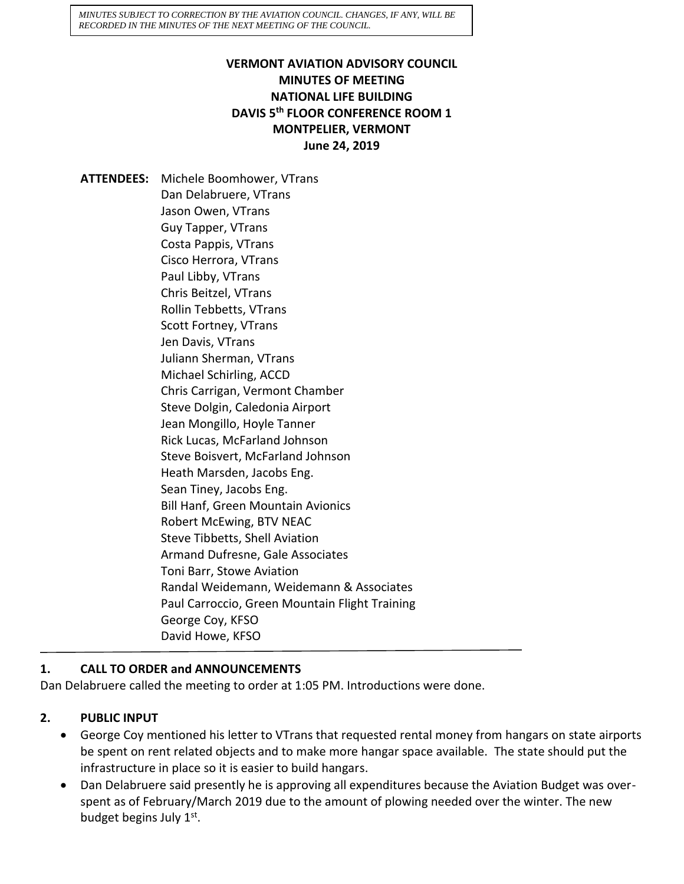*MINUTES SUBJECT TO CORRECTION BY THE AVIATION COUNCIL. CHANGES, IF ANY, WILL BE RECORDED IN THE MINUTES OF THE NEXT MEETING OF THE COUNCIL.*

# VERMONT AVIATION ADVISORY COUNCIL
## MINUTES OF MEETING
## NATIONAL LIFE BUILDING
## DAVIS 5th FLOOR CONFERENCE ROOM 1
## MONTPELIER, VERMONT
## June 24, 2019

**ATTENDEES:**
Michele Boomhower, VTrans
Dan Delabruere, VTrans
Jason Owen, VTrans
Guy Tapper, VTrans
Costa Pappis, VTrans
Cisco Herrora, VTrans
Paul Libby, VTrans
Chris Beitzel, VTrans
Rollin Tebbetts, VTrans
Scott Fortney, VTrans
Jen Davis, VTrans
Juliann Sherman, VTrans
Michael Schirling, ACCD
Chris Carrigan, Vermont Chamber
Steve Dolgin, Caledonia Airport
Jean Mongillo, Hoyle Tanner
Rick Lucas, McFarland Johnson
Steve Boisvert, McFarland Johnson
Heath Marsden, Jacobs Eng.
Sean Tiney, Jacobs Eng.
Bill Hanf, Green Mountain Avionics
Robert McEwing, BTV NEAC
Steve Tibbetts, Shell Aviation
Armand Dufresne, Gale Associates
Toni Barr, Stowe Aviation
Randal Weidemann, Weidemann & Associates
Paul Carroccio, Green Mountain Flight Training
George Coy, KFSO
David Howe, KFSO

---

### 1. CALL TO ORDER and ANNOUNCEMENTS

Dan Delabruere called the meeting to order at 1:05 PM. Introductions were done.

### 2. PUBLIC INPUT

- George Coy mentioned his letter to VTrans that requested rental money from hangars on state airports be spent on rent related objects and to make more hangar space available. The state should put the infrastructure in place so it is easier to build hangars.
- Dan Delabruere said presently he is approving all expenditures because the Aviation Budget was over-spent as of February/March 2019 due to the amount of plowing needed over the winter. The new budget begins July 1st.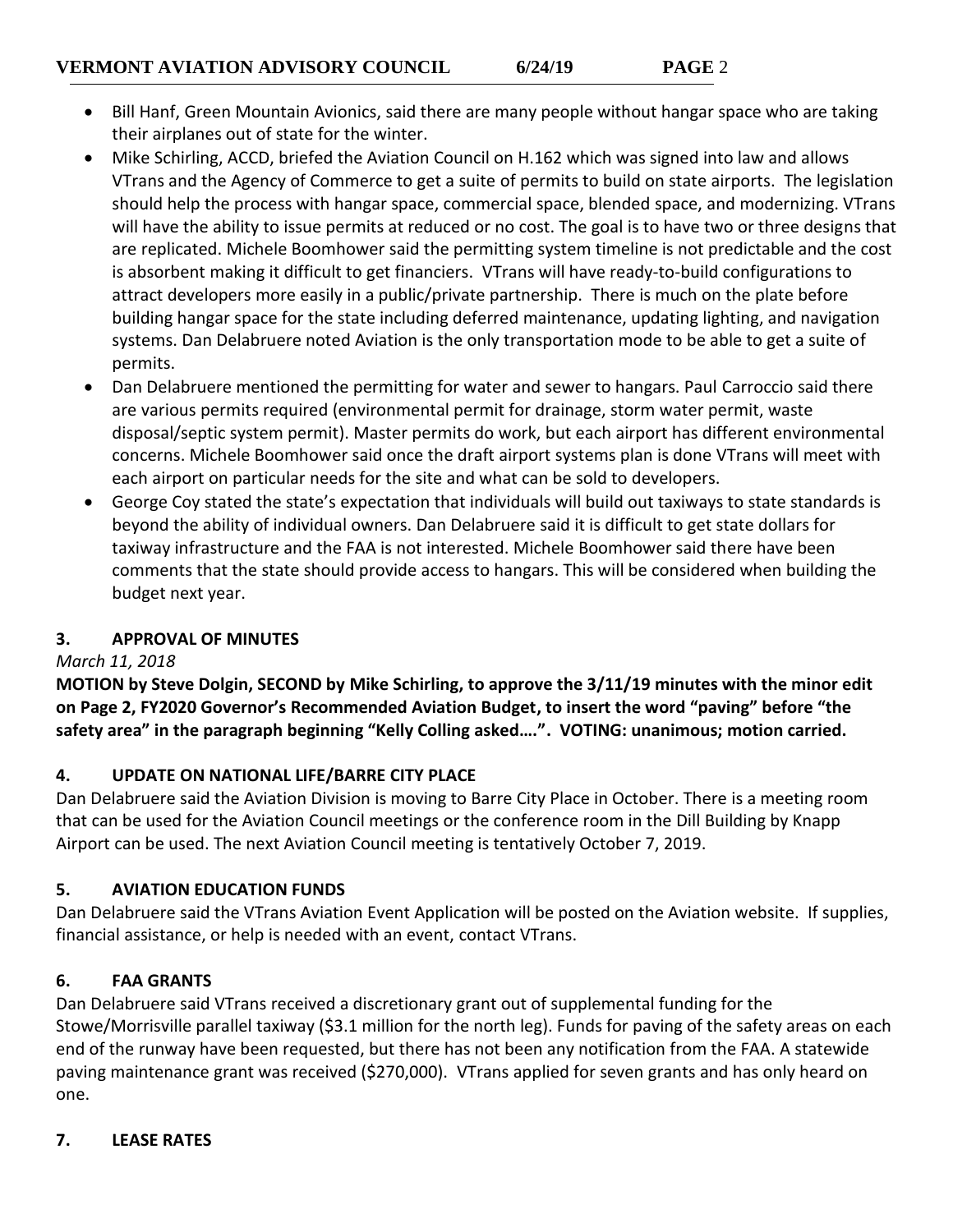- Bill Hanf, Green Mountain Avionics, said there are many people without hangar space who are taking their airplanes out of state for the winter.
- Mike Schirling, ACCD, briefed the Aviation Council on H.162 which was signed into law and allows VTrans and the Agency of Commerce to get a suite of permits to build on state airports. The legislation should help the process with hangar space, commercial space, blended space, and modernizing. VTrans will have the ability to issue permits at reduced or no cost. The goal is to have two or three designs that are replicated. Michele Boomhower said the permitting system timeline is not predictable and the cost is absorbent making it difficult to get financiers. VTrans will have ready-to-build configurations to attract developers more easily in a public/private partnership. There is much on the plate before building hangar space for the state including deferred maintenance, updating lighting, and navigation systems. Dan Delabruere noted Aviation is the only transportation mode to be able to get a suite of permits.
- Dan Delabruere mentioned the permitting for water and sewer to hangars. Paul Carroccio said there are various permits required (environmental permit for drainage, storm water permit, waste disposal/septic system permit). Master permits do work, but each airport has different environmental concerns. Michele Boomhower said once the draft airport systems plan is done VTrans will meet with each airport on particular needs for the site and what can be sold to developers.
- George Coy stated the state's expectation that individuals will build out taxiways to state standards is beyond the ability of individual owners. Dan Delabruere said it is difficult to get state dollars for taxiway infrastructure and the FAA is not interested. Michele Boomhower said there have been comments that the state should provide access to hangars. This will be considered when building the budget next year.

## 3. APPROVAL OF MINUTES

*March 11, 2018*

**MOTION by Steve Dolgin, SECOND by Mike Schirling, to approve the 3/11/19 minutes with the minor edit on Page 2, FY2020 Governor's Recommended Aviation Budget, to insert the word "paving" before "the safety area" in the paragraph beginning "Kelly Colling asked….". VOTING: unanimous; motion carried.**

## 4. UPDATE ON NATIONAL LIFE/BARRE CITY PLACE

Dan Delabruere said the Aviation Division is moving to Barre City Place in October. There is a meeting room that can be used for the Aviation Council meetings or the conference room in the Dill Building by Knapp Airport can be used. The next Aviation Council meeting is tentatively October 7, 2019.

## 5. AVIATION EDUCATION FUNDS

Dan Delabruere said the VTrans Aviation Event Application will be posted on the Aviation website. If supplies, financial assistance, or help is needed with an event, contact VTrans.

## 6. FAA GRANTS

Dan Delabruere said VTrans received a discretionary grant out of supplemental funding for the Stowe/Morrisville parallel taxiway ($3.1 million for the north leg). Funds for paving of the safety areas on each end of the runway have been requested, but there has not been any notification from the FAA. A statewide paving maintenance grant was received ($270,000). VTrans applied for seven grants and has only heard on one.

## 7. LEASE RATES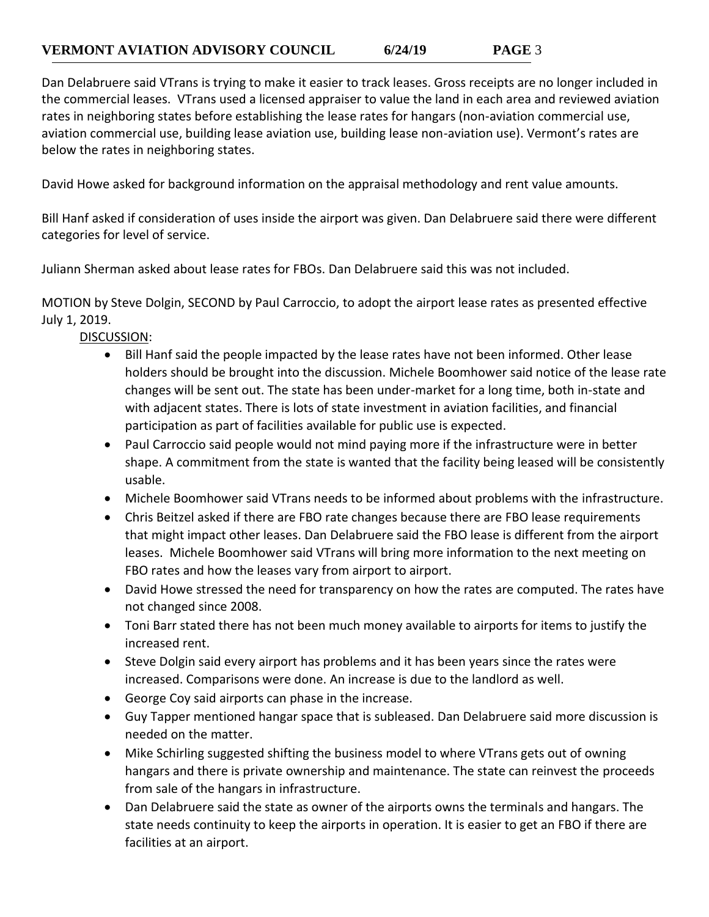Dan Delabruere said VTrans is trying to make it easier to track leases. Gross receipts are no longer included in the commercial leases. VTrans used a licensed appraiser to value the land in each area and reviewed aviation rates in neighboring states before establishing the lease rates for hangars (non-aviation commercial use, aviation commercial use, building lease aviation use, building lease non-aviation use). Vermont's rates are below the rates in neighboring states.

David Howe asked for background information on the appraisal methodology and rent value amounts.

Bill Hanf asked if consideration of uses inside the airport was given. Dan Delabruere said there were different categories for level of service.

Juliann Sherman asked about lease rates for FBOs. Dan Delabruere said this was not included.

MOTION by Steve Dolgin, SECOND by Paul Carroccio, to adopt the airport lease rates as presented effective July 1, 2019.

<u>DISCUSSION</u>:

- Bill Hanf said the people impacted by the lease rates have not been informed. Other lease holders should be brought into the discussion. Michele Boomhower said notice of the lease rate changes will be sent out. The state has been under-market for a long time, both in-state and with adjacent states. There is lots of state investment in aviation facilities, and financial participation as part of facilities available for public use is expected.
- Paul Carroccio said people would not mind paying more if the infrastructure were in better shape. A commitment from the state is wanted that the facility being leased will be consistently usable.
- Michele Boomhower said VTrans needs to be informed about problems with the infrastructure.
- Chris Beitzel asked if there are FBO rate changes because there are FBO lease requirements that might impact other leases. Dan Delabruere said the FBO lease is different from the airport leases. Michele Boomhower said VTrans will bring more information to the next meeting on FBO rates and how the leases vary from airport to airport.
- David Howe stressed the need for transparency on how the rates are computed. The rates have not changed since 2008.
- Toni Barr stated there has not been much money available to airports for items to justify the increased rent.
- Steve Dolgin said every airport has problems and it has been years since the rates were increased. Comparisons were done. An increase is due to the landlord as well.
- George Coy said airports can phase in the increase.
- Guy Tapper mentioned hangar space that is subleased. Dan Delabruere said more discussion is needed on the matter.
- Mike Schirling suggested shifting the business model to where VTrans gets out of owning hangars and there is private ownership and maintenance. The state can reinvest the proceeds from sale of the hangars in infrastructure.
- Dan Delabruere said the state as owner of the airports owns the terminals and hangars. The state needs continuity to keep the airports in operation. It is easier to get an FBO if there are facilities at an airport.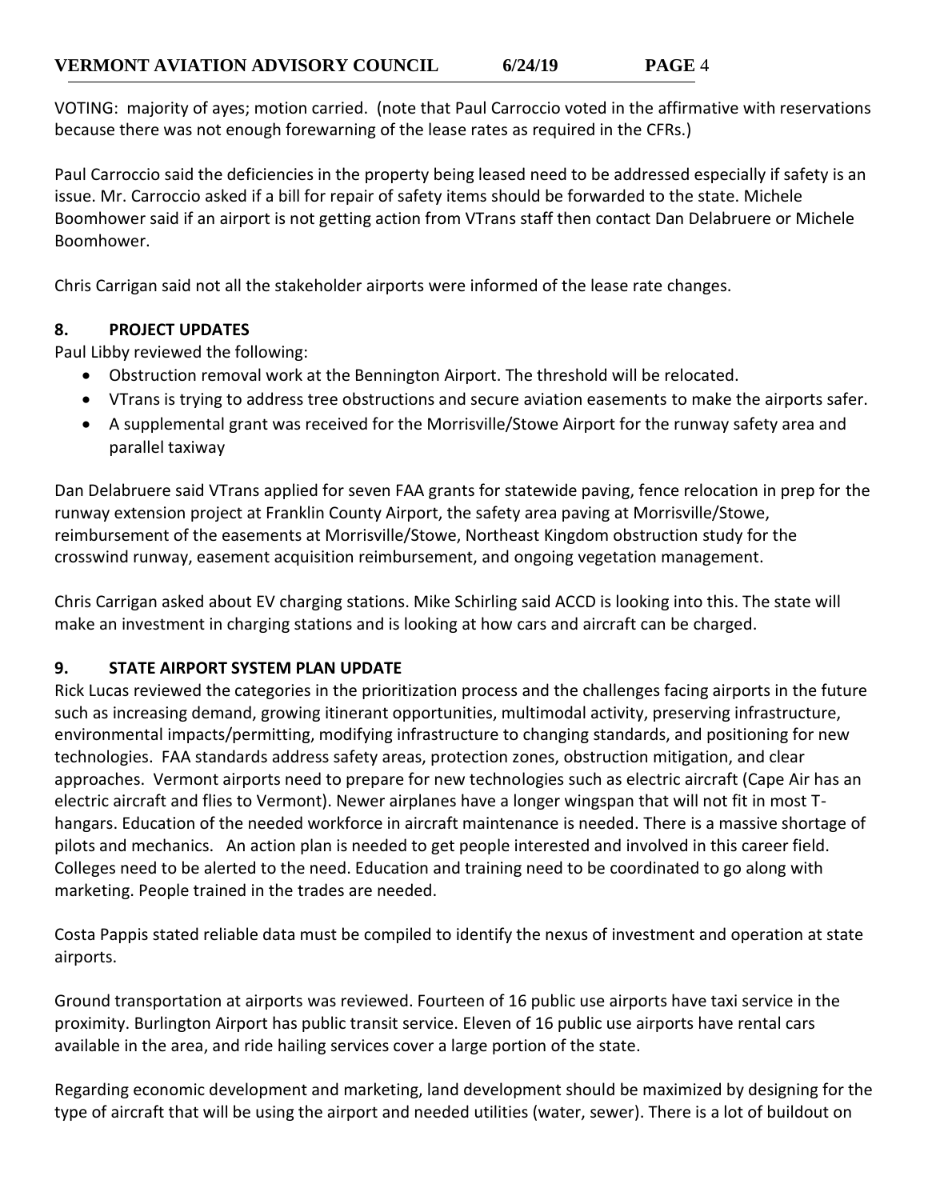VOTING: majority of ayes; motion carried. (note that Paul Carroccio voted in the affirmative with reservations because there was not enough forewarning of the lease rates as required in the CFRs.)

Paul Carroccio said the deficiencies in the property being leased need to be addressed especially if safety is an issue. Mr. Carroccio asked if a bill for repair of safety items should be forwarded to the state. Michele Boomhower said if an airport is not getting action from VTrans staff then contact Dan Delabruere or Michele Boomhower.

Chris Carrigan said not all the stakeholder airports were informed of the lease rate changes.

## 8. PROJECT UPDATES

Paul Libby reviewed the following:

- Obstruction removal work at the Bennington Airport. The threshold will be relocated.
- VTrans is trying to address tree obstructions and secure aviation easements to make the airports safer.
- A supplemental grant was received for the Morrisville/Stowe Airport for the runway safety area and parallel taxiway

Dan Delabruere said VTrans applied for seven FAA grants for statewide paving, fence relocation in prep for the runway extension project at Franklin County Airport, the safety area paving at Morrisville/Stowe, reimbursement of the easements at Morrisville/Stowe, Northeast Kingdom obstruction study for the crosswind runway, easement acquisition reimbursement, and ongoing vegetation management.

Chris Carrigan asked about EV charging stations. Mike Schirling said ACCD is looking into this. The state will make an investment in charging stations and is looking at how cars and aircraft can be charged.

## 9. STATE AIRPORT SYSTEM PLAN UPDATE

Rick Lucas reviewed the categories in the prioritization process and the challenges facing airports in the future such as increasing demand, growing itinerant opportunities, multimodal activity, preserving infrastructure, environmental impacts/permitting, modifying infrastructure to changing standards, and positioning for new technologies. FAA standards address safety areas, protection zones, obstruction mitigation, and clear approaches. Vermont airports need to prepare for new technologies such as electric aircraft (Cape Air has an electric aircraft and flies to Vermont). Newer airplanes have a longer wingspan that will not fit in most T-hangars. Education of the needed workforce in aircraft maintenance is needed. There is a massive shortage of pilots and mechanics. An action plan is needed to get people interested and involved in this career field. Colleges need to be alerted to the need. Education and training need to be coordinated to go along with marketing. People trained in the trades are needed.

Costa Pappis stated reliable data must be compiled to identify the nexus of investment and operation at state airports.

Ground transportation at airports was reviewed. Fourteen of 16 public use airports have taxi service in the proximity. Burlington Airport has public transit service. Eleven of 16 public use airports have rental cars available in the area, and ride hailing services cover a large portion of the state.

Regarding economic development and marketing, land development should be maximized by designing for the type of aircraft that will be using the airport and needed utilities (water, sewer). There is a lot of buildout on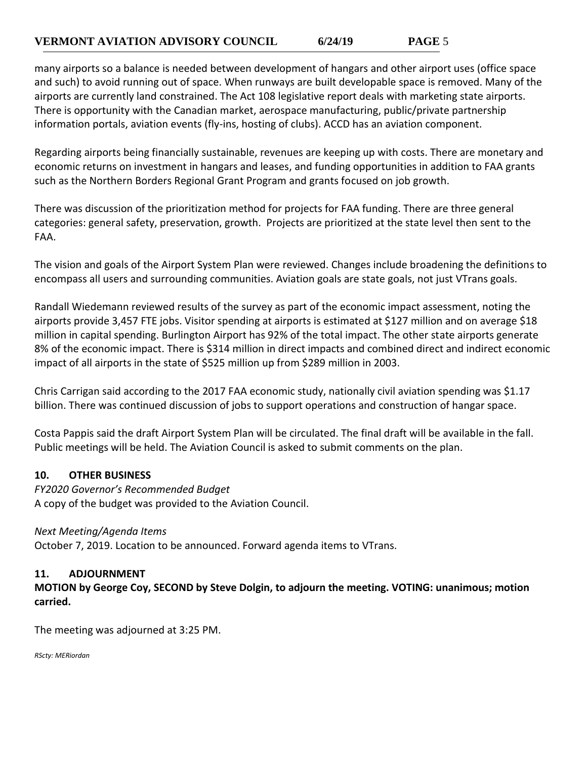many airports so a balance is needed between development of hangars and other airport uses (office space and such) to avoid running out of space. When runways are built developable space is removed. Many of the airports are currently land constrained. The Act 108 legislative report deals with marketing state airports. There is opportunity with the Canadian market, aerospace manufacturing, public/private partnership information portals, aviation events (fly-ins, hosting of clubs). ACCD has an aviation component.

Regarding airports being financially sustainable, revenues are keeping up with costs. There are monetary and economic returns on investment in hangars and leases, and funding opportunities in addition to FAA grants such as the Northern Borders Regional Grant Program and grants focused on job growth.

There was discussion of the prioritization method for projects for FAA funding. There are three general categories: general safety, preservation, growth. Projects are prioritized at the state level then sent to the FAA.

The vision and goals of the Airport System Plan were reviewed. Changes include broadening the definitions to encompass all users and surrounding communities. Aviation goals are state goals, not just VTrans goals.

Randall Wiedemann reviewed results of the survey as part of the economic impact assessment, noting the airports provide 3,457 FTE jobs. Visitor spending at airports is estimated at $127 million and on average $18 million in capital spending. Burlington Airport has 92% of the total impact. The other state airports generate 8% of the economic impact. There is $314 million in direct impacts and combined direct and indirect economic impact of all airports in the state of $525 million up from $289 million in 2003.

Chris Carrigan said according to the 2017 FAA economic study, nationally civil aviation spending was $1.17 billion. There was continued discussion of jobs to support operations and construction of hangar space.

Costa Pappis said the draft Airport System Plan will be circulated. The final draft will be available in the fall. Public meetings will be held. The Aviation Council is asked to submit comments on the plan.

## 10. OTHER BUSINESS

*FY2020 Governor's Recommended Budget*
A copy of the budget was provided to the Aviation Council.

*Next Meeting/Agenda Items*
October 7, 2019. Location to be announced. Forward agenda items to VTrans.

## 11. ADJOURNMENT

**MOTION by George Coy, SECOND by Steve Dolgin, to adjourn the meeting. VOTING: unanimous; motion carried.**

The meeting was adjourned at 3:25 PM.

*RScty: MERiordan*